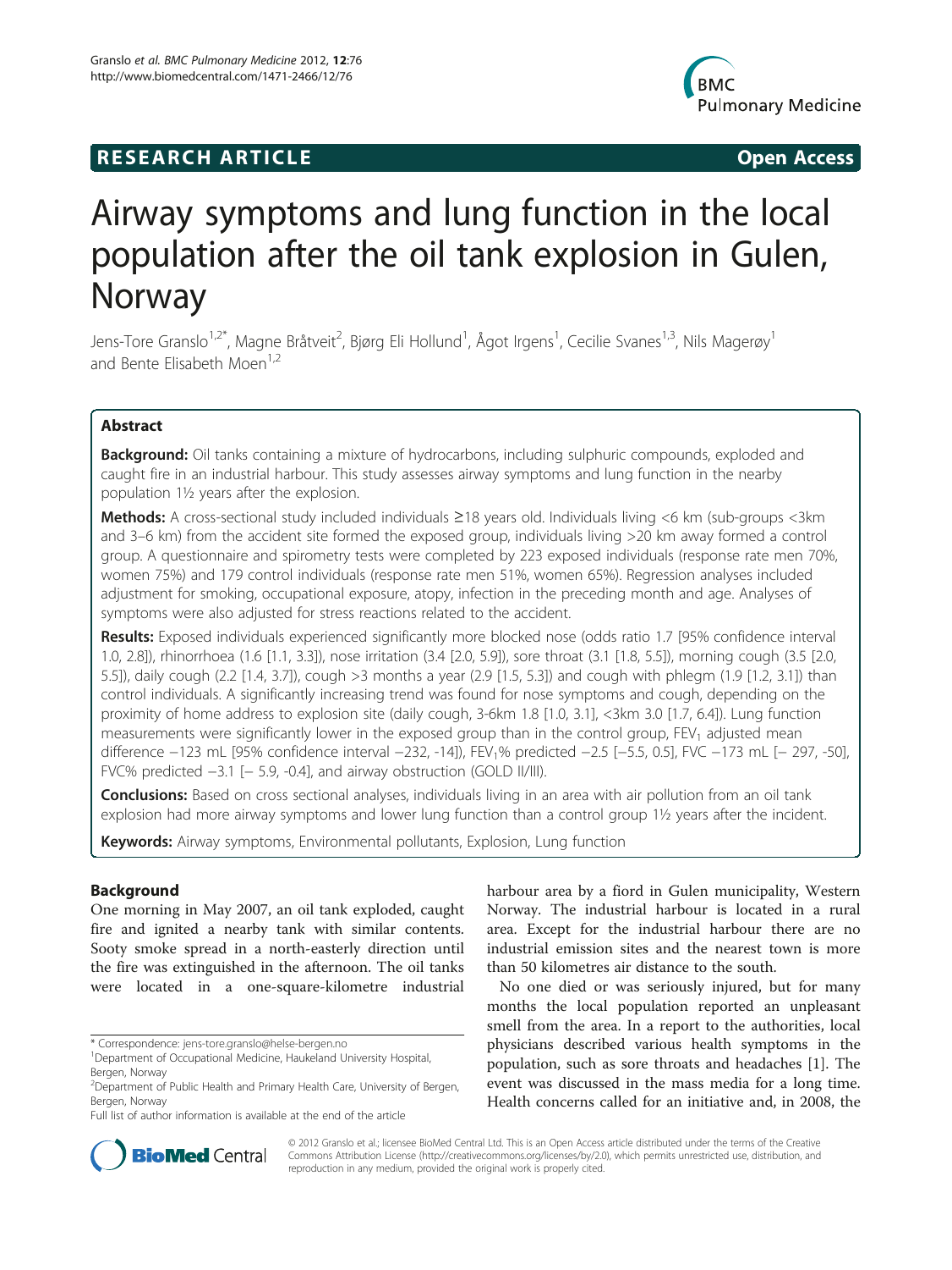**RESEARCH ARTICLE** **Open Access**

# Airway symptoms and lung function in the local population after the oil tank explosion in Gulen, Norway

Jens-Tore Granslo[1,2*], Magne Bråtveit[2], Bjørg Eli Hollund[1], Ågot Irgens[1], Cecilie Svanes[1,3], Nils Magerøy[1] and Bente Elisabeth Moen[1,2]

## Abstract

**Background:** Oil tanks containing a mixture of hydrocarbons, including sulphuric compounds, exploded and caught fire in an industrial harbour. This study assesses airway symptoms and lung function in the nearby population 1½ years after the explosion.

**Methods:** A cross-sectional study included individuals ≥18 years old. Individuals living <6 km (sub-groups <3km and 3–6 km) from the accident site formed the exposed group, individuals living >20 km away formed a control group. A questionnaire and spirometry tests were completed by 223 exposed individuals (response rate men 70%, women 75%) and 179 control individuals (response rate men 51%, women 65%). Regression analyses included adjustment for smoking, occupational exposure, atopy, infection in the preceding month and age. Analyses of symptoms were also adjusted for stress reactions related to the accident.

**Results:** Exposed individuals experienced significantly more blocked nose (odds ratio 1.7 [95% confidence interval 1.0, 2.8]), rhinorrhoea (1.6 [1.1, 3.3]), nose irritation (3.4 [2.0, 5.9]), sore throat (3.1 [1.8, 5.5]), morning cough (3.5 [2.0, 5.5]), daily cough (2.2 [1.4, 3.7]), cough >3 months a year (2.9 [1.5, 5.3]) and cough with phlegm (1.9 [1.2, 3.1]) than control individuals. A significantly increasing trend was found for nose symptoms and cough, depending on the proximity of home address to explosion site (daily cough, 3-6km 1.8 [1.0, 3.1], <3km 3.0 [1.7, 6.4]). Lung function measurements were significantly lower in the exposed group than in the control group, $FEV_1$ adjusted mean difference −123 mL [95% confidence interval −232, -14]), $FEV_1$% predicted −2.5 [−5.5, 0.5], FVC −173 mL [− 297, -50], FVC% predicted −3.1 [− 5.9, -0.4], and airway obstruction (GOLD II/III).

**Conclusions:** Based on cross sectional analyses, individuals living in an area with air pollution from an oil tank explosion had more airway symptoms and lower lung function than a control group 1½ years after the incident.

**Keywords:** Airway symptoms, Environmental pollutants, Explosion, Lung function

## Background

One morning in May 2007, an oil tank exploded, caught fire and ignited a nearby tank with similar contents. Sooty smoke spread in a north-easterly direction until the fire was extinguished in the afternoon. The oil tanks were located in a one-square-kilometre industrial harbour area by a fiord in Gulen municipality, Western Norway. The industrial harbour is located in a rural area. Except for the industrial harbour there are no industrial emission sites and the nearest town is more than 50 kilometres air distance to the south.

No one died or was seriously injured, but for many months the local population reported an unpleasant smell from the area. In a report to the authorities, local physicians described various health symptoms in the population, such as sore throats and headaches [1]. The event was discussed in the mass media for a long time. Health concerns called for an initiative and, in 2008, the

\* Correspondence: jens-tore.granslo@helse-bergen.no
[1]Department of Occupational Medicine, Haukeland University Hospital, Bergen, Norway
[2]Department of Public Health and Primary Health Care, University of Bergen, Bergen, Norway
Full list of author information is available at the end of the article

© 2012 Granslo et al.; licensee BioMed Central Ltd. This is an Open Access article distributed under the terms of the Creative Commons Attribution License (http://creativecommons.org/licenses/by/2.0), which permits unrestricted use, distribution, and reproduction in any medium, provided the original work is properly cited.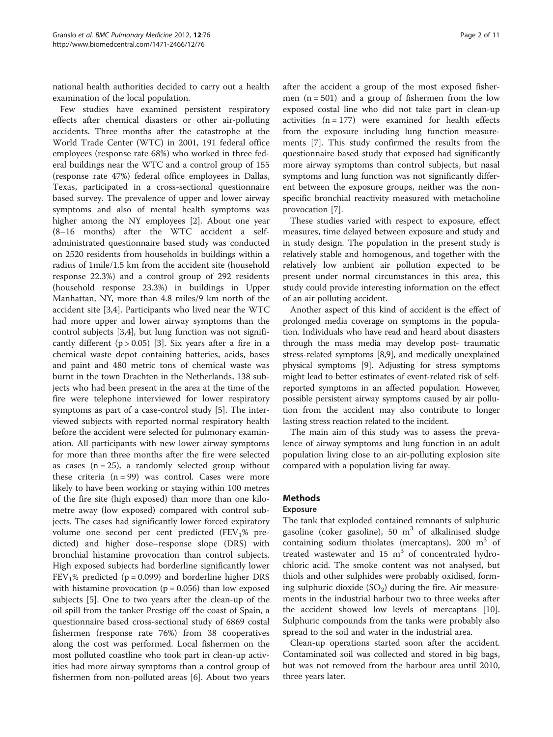national health authorities decided to carry out a health examination of the local population.

Few studies have examined persistent respiratory effects after chemical disasters or other air-polluting accidents. Three months after the catastrophe at the World Trade Center (WTC) in 2001, 191 federal office employees (response rate 68%) who worked in three federal buildings near the WTC and a control group of 155 (response rate 47%) federal office employees in Dallas, Texas, participated in a cross-sectional questionnaire based survey. The prevalence of upper and lower airway symptoms and also of mental health symptoms was higher among the NY employees [2]. About one year (8–16 months) after the WTC accident a self-administrated questionnaire based study was conducted on 2520 residents from households in buildings within a radius of 1mile/1.5 km from the accident site (household response 22.3%) and a control group of 292 residents (household response 23.3%) in buildings in Upper Manhattan, NY, more than 4.8 miles/9 km north of the accident site [3,4]. Participants who lived near the WTC had more upper and lower airway symptoms than the control subjects [3,4], but lung function was not significantly different ($p > 0.05$) [3]. Six years after a fire in a chemical waste depot containing batteries, acids, bases and paint and 480 metric tons of chemical waste was burnt in the town Drachten in the Netherlands, 138 subjects who had been present in the area at the time of the fire were telephone interviewed for lower respiratory symptoms as part of a case-control study [5]. The interviewed subjects with reported normal respiratory health before the accident were selected for pulmonary examination. All participants with new lower airway symptoms for more than three months after the fire were selected as cases ($n = 25$), a randomly selected group without these criteria ($n = 99$) was control. Cases were more likely to have been working or staying within 100 metres of the fire site (high exposed) than more than one kilometre away (low exposed) compared with control subjects. The cases had significantly lower forced expiratory volume one second per cent predicted ($FEV_1$% predicted) and higher dose–response slope (DRS) with bronchial histamine provocation than control subjects. High exposed subjects had borderline significantly lower $FEV_1$% predicted ($p = 0.099$) and borderline higher DRS with histamine provocation ($p = 0.056$) than low exposed subjects [5]. One to two years after the clean-up of the oil spill from the tanker Prestige off the coast of Spain, a questionnaire based cross-sectional study of 6869 costal fishermen (response rate 76%) from 38 cooperatives along the cost was performed. Local fishermen on the most polluted coastline who took part in clean-up activities had more airway symptoms than a control group of fishermen from non-polluted areas [6]. About two years after the accident a group of the most exposed fishermen ($n = 501$) and a group of fishermen from the low exposed costal line who did not take part in clean-up activities ($n = 177$) were examined for health effects from the exposure including lung function measurements [7]. This study confirmed the results from the questionnaire based study that exposed had significantly more airway symptoms than control subjects, but nasal symptoms and lung function was not significantly different between the exposure groups, neither was the non-specific bronchial reactivity measured with metacholine provocation [7].

These studies varied with respect to exposure, effect measures, time delayed between exposure and study and in study design. The population in the present study is relatively stable and homogenous, and together with the relatively low ambient air pollution expected to be present under normal circumstances in this area, this study could provide interesting information on the effect of an air polluting accident.

Another aspect of this kind of accident is the effect of prolonged media coverage on symptoms in the population. Individuals who have read and heard about disasters through the mass media may develop post- traumatic stress-related symptoms [8,9], and medically unexplained physical symptoms [9]. Adjusting for stress symptoms might lead to better estimates of event-related risk of self-reported symptoms in an affected population. However, possible persistent airway symptoms caused by air pollution from the accident may also contribute to longer lasting stress reaction related to the incident.

The main aim of this study was to assess the prevalence of airway symptoms and lung function in an adult population living close to an air-polluting explosion site compared with a population living far away.

## Methods

### Exposure

The tank that exploded contained remnants of sulphuric gasoline (coker gasoline), 50 $m^3$ of alkalinised sludge containing sodium thiolates (mercaptans), 200 $m^3$ of treated wastewater and 15 $m^3$ of concentrated hydrochloric acid. The smoke content was not analysed, but thiols and other sulphides were probably oxidised, forming sulphuric dioxide ($SO_2$) during the fire. Air measurements in the industrial harbour two to three weeks after the accident showed low levels of mercaptans [10]. Sulphuric compounds from the tanks were probably also spread to the soil and water in the industrial area.

Clean-up operations started soon after the accident. Contaminated soil was collected and stored in big bags, but was not removed from the harbour area until 2010, three years later.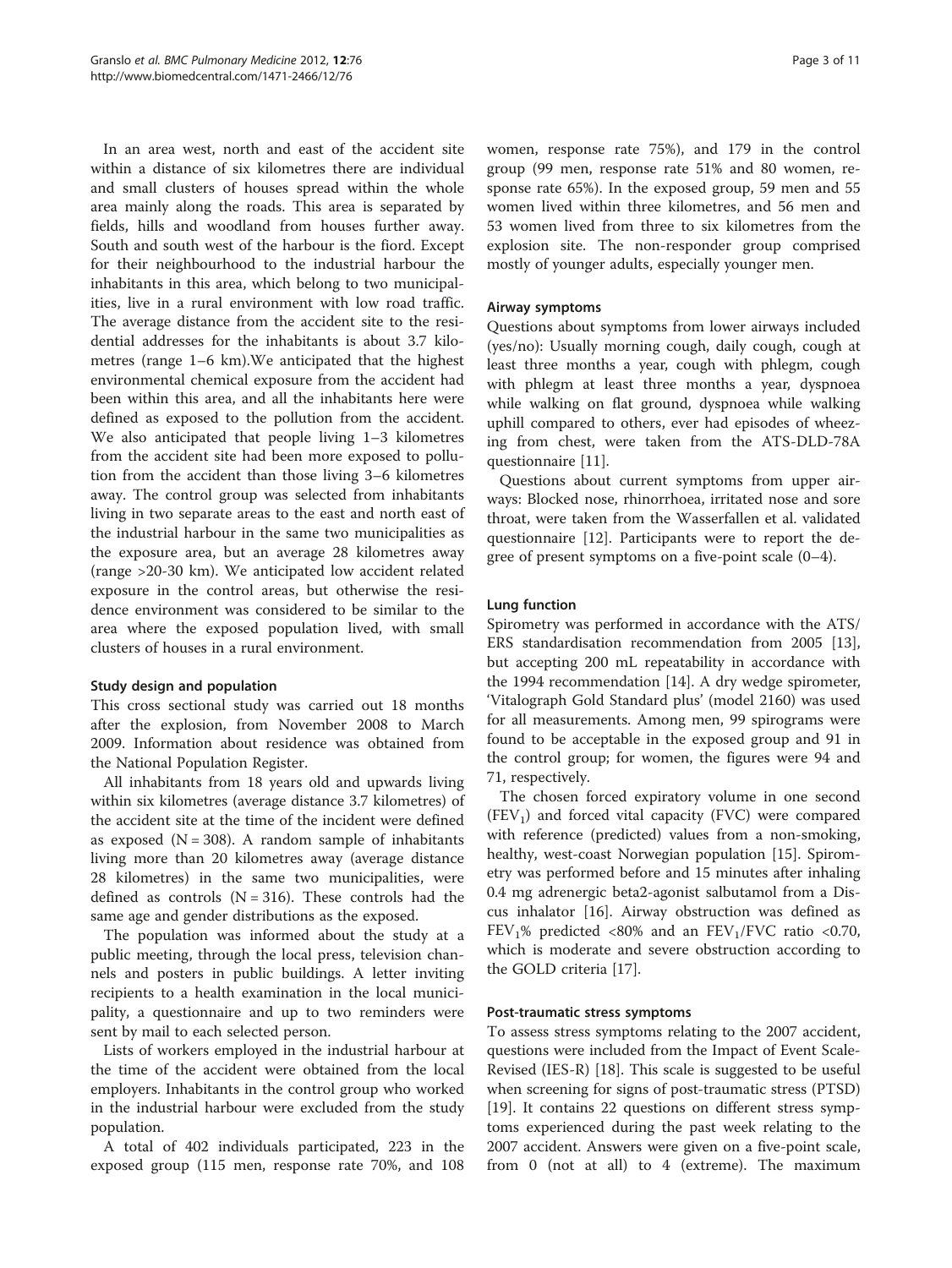In an area west, north and east of the accident site within a distance of six kilometres there are individual and small clusters of houses spread within the whole area mainly along the roads. This area is separated by fields, hills and woodland from houses further away. South and south west of the harbour is the fiord. Except for their neighbourhood to the industrial harbour the inhabitants in this area, which belong to two municipalities, live in a rural environment with low road traffic. The average distance from the accident site to the residential addresses for the inhabitants is about 3.7 kilometres (range 1–6 km).We anticipated that the highest environmental chemical exposure from the accident had been within this area, and all the inhabitants here were defined as exposed to the pollution from the accident. We also anticipated that people living 1–3 kilometres from the accident site had been more exposed to pollution from the accident than those living 3–6 kilometres away. The control group was selected from inhabitants living in two separate areas to the east and north east of the industrial harbour in the same two municipalities as the exposure area, but an average 28 kilometres away (range >20-30 km). We anticipated low accident related exposure in the control areas, but otherwise the residence environment was considered to be similar to the area where the exposed population lived, with small clusters of houses in a rural environment.

#### Study design and population

This cross sectional study was carried out 18 months after the explosion, from November 2008 to March 2009. Information about residence was obtained from the National Population Register.

All inhabitants from 18 years old and upwards living within six kilometres (average distance 3.7 kilometres) of the accident site at the time of the incident were defined as exposed (N = 308). A random sample of inhabitants living more than 20 kilometres away (average distance 28 kilometres) in the same two municipalities, were defined as controls (N = 316). These controls had the same age and gender distributions as the exposed.

The population was informed about the study at a public meeting, through the local press, television channels and posters in public buildings. A letter inviting recipients to a health examination in the local municipality, a questionnaire and up to two reminders were sent by mail to each selected person.

Lists of workers employed in the industrial harbour at the time of the accident were obtained from the local employers. Inhabitants in the control group who worked in the industrial harbour were excluded from the study population.

A total of 402 individuals participated, 223 in the exposed group (115 men, response rate 70%, and 108 women, response rate 75%), and 179 in the control group (99 men, response rate 51% and 80 women, response rate 65%). In the exposed group, 59 men and 55 women lived within three kilometres, and 56 men and 53 women lived from three to six kilometres from the explosion site. The non-responder group comprised mostly of younger adults, especially younger men.

#### Airway symptoms

Questions about symptoms from lower airways included (yes/no): Usually morning cough, daily cough, cough at least three months a year, cough with phlegm, cough with phlegm at least three months a year, dyspnoea while walking on flat ground, dyspnoea while walking uphill compared to others, ever had episodes of wheezing from chest, were taken from the ATS-DLD-78A questionnaire [11].

Questions about current symptoms from upper airways: Blocked nose, rhinorrhoea, irritated nose and sore throat, were taken from the Wasserfallen et al. validated questionnaire [12]. Participants were to report the degree of present symptoms on a five-point scale (0–4).

#### Lung function

Spirometry was performed in accordance with the ATS/ERS standardisation recommendation from 2005 [13], but accepting 200 mL repeatability in accordance with the 1994 recommendation [14]. A dry wedge spirometer, 'Vitalograph Gold Standard plus' (model 2160) was used for all measurements. Among men, 99 spirograms were found to be acceptable in the exposed group and 91 in the control group; for women, the figures were 94 and 71, respectively.

The chosen forced expiratory volume in one second ($FEV_1$) and forced vital capacity (FVC) were compared with reference (predicted) values from a non-smoking, healthy, west-coast Norwegian population [15]. Spirometry was performed before and 15 minutes after inhaling 0.4 mg adrenergic beta2-agonist salbutamol from a Discus inhalator [16]. Airway obstruction was defined as $FEV_1$% predicted <80% and an $FEV_1$/FVC ratio <0.70, which is moderate and severe obstruction according to the GOLD criteria [17].

#### Post-traumatic stress symptoms

To assess stress symptoms relating to the 2007 accident, questions were included from the Impact of Event Scale-Revised (IES-R) [18]. This scale is suggested to be useful when screening for signs of post-traumatic stress (PTSD) [19]. It contains 22 questions on different stress symptoms experienced during the past week relating to the 2007 accident. Answers were given on a five-point scale, from 0 (not at all) to 4 (extreme). The maximum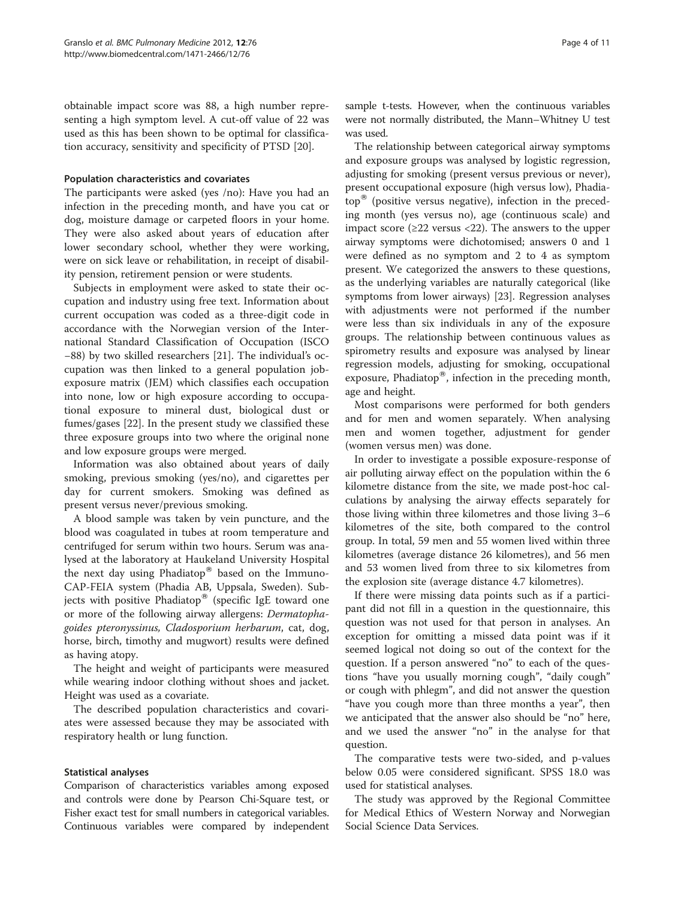obtainable impact score was 88, a high number representing a high symptom level. A cut-off value of 22 was used as this has been shown to be optimal for classification accuracy, sensitivity and specificity of PTSD [20].

### Population characteristics and covariates

The participants were asked (yes /no): Have you had an infection in the preceding month, and have you cat or dog, moisture damage or carpeted floors in your home. They were also asked about years of education after lower secondary school, whether they were working, were on sick leave or rehabilitation, in receipt of disability pension, retirement pension or were students.

Subjects in employment were asked to state their occupation and industry using free text. Information about current occupation was coded as a three-digit code in accordance with the Norwegian version of the International Standard Classification of Occupation (ISCO −88) by two skilled researchers [21]. The individual's occupation was then linked to a general population job-exposure matrix (JEM) which classifies each occupation into none, low or high exposure according to occupational exposure to mineral dust, biological dust or fumes/gases [22]. In the present study we classified these three exposure groups into two where the original none and low exposure groups were merged.

Information was also obtained about years of daily smoking, previous smoking (yes/no), and cigarettes per day for current smokers. Smoking was defined as present versus never/previous smoking.

A blood sample was taken by vein puncture, and the blood was coagulated in tubes at room temperature and centrifuged for serum within two hours. Serum was analysed at the laboratory at Haukeland University Hospital the next day using Phadiatop® based on the Immuno-CAP-FEIA system (Phadia AB, Uppsala, Sweden). Subjects with positive Phadiatop® (specific IgE toward one or more of the following airway allergens: *Dermatophagoides pteronyssinus, Cladosporium herbarum*, cat, dog, horse, birch, timothy and mugwort) results were defined as having atopy.

The height and weight of participants were measured while wearing indoor clothing without shoes and jacket. Height was used as a covariate.

The described population characteristics and covariates were assessed because they may be associated with respiratory health or lung function.

### Statistical analyses

Comparison of characteristics variables among exposed and controls were done by Pearson Chi-Square test, or Fisher exact test for small numbers in categorical variables. Continuous variables were compared by independent sample t-tests. However, when the continuous variables were not normally distributed, the Mann–Whitney U test was used.

The relationship between categorical airway symptoms and exposure groups was analysed by logistic regression, adjusting for smoking (present versus previous or never), present occupational exposure (high versus low), Phadiatop® (positive versus negative), infection in the preceding month (yes versus no), age (continuous scale) and impact score (≥22 versus <22). The answers to the upper airway symptoms were dichotomised; answers 0 and 1 were defined as no symptom and 2 to 4 as symptom present. We categorized the answers to these questions, as the underlying variables are naturally categorical (like symptoms from lower airways) [23]. Regression analyses with adjustments were not performed if the number were less than six individuals in any of the exposure groups. The relationship between continuous values as spirometry results and exposure was analysed by linear regression models, adjusting for smoking, occupational exposure, Phadiatop®, infection in the preceding month, age and height.

Most comparisons were performed for both genders and for men and women separately. When analysing men and women together, adjustment for gender (women versus men) was done.

In order to investigate a possible exposure-response of air polluting airway effect on the population within the 6 kilometre distance from the site, we made post-hoc calculations by analysing the airway effects separately for those living within three kilometres and those living 3–6 kilometres of the site, both compared to the control group. In total, 59 men and 55 women lived within three kilometres (average distance 26 kilometres), and 56 men and 53 women lived from three to six kilometres from the explosion site (average distance 4.7 kilometres).

If there were missing data points such as if a participant did not fill in a question in the questionnaire, this question was not used for that person in analyses. An exception for omitting a missed data point was if it seemed logical not doing so out of the context for the question. If a person answered "no" to each of the questions "have you usually morning cough", "daily cough" or cough with phlegm", and did not answer the question "have you cough more than three months a year", then we anticipated that the answer also should be "no" here, and we used the answer "no" in the analyse for that question.

The comparative tests were two-sided, and p-values below 0.05 were considered significant. SPSS 18.0 was used for statistical analyses.

The study was approved by the Regional Committee for Medical Ethics of Western Norway and Norwegian Social Science Data Services.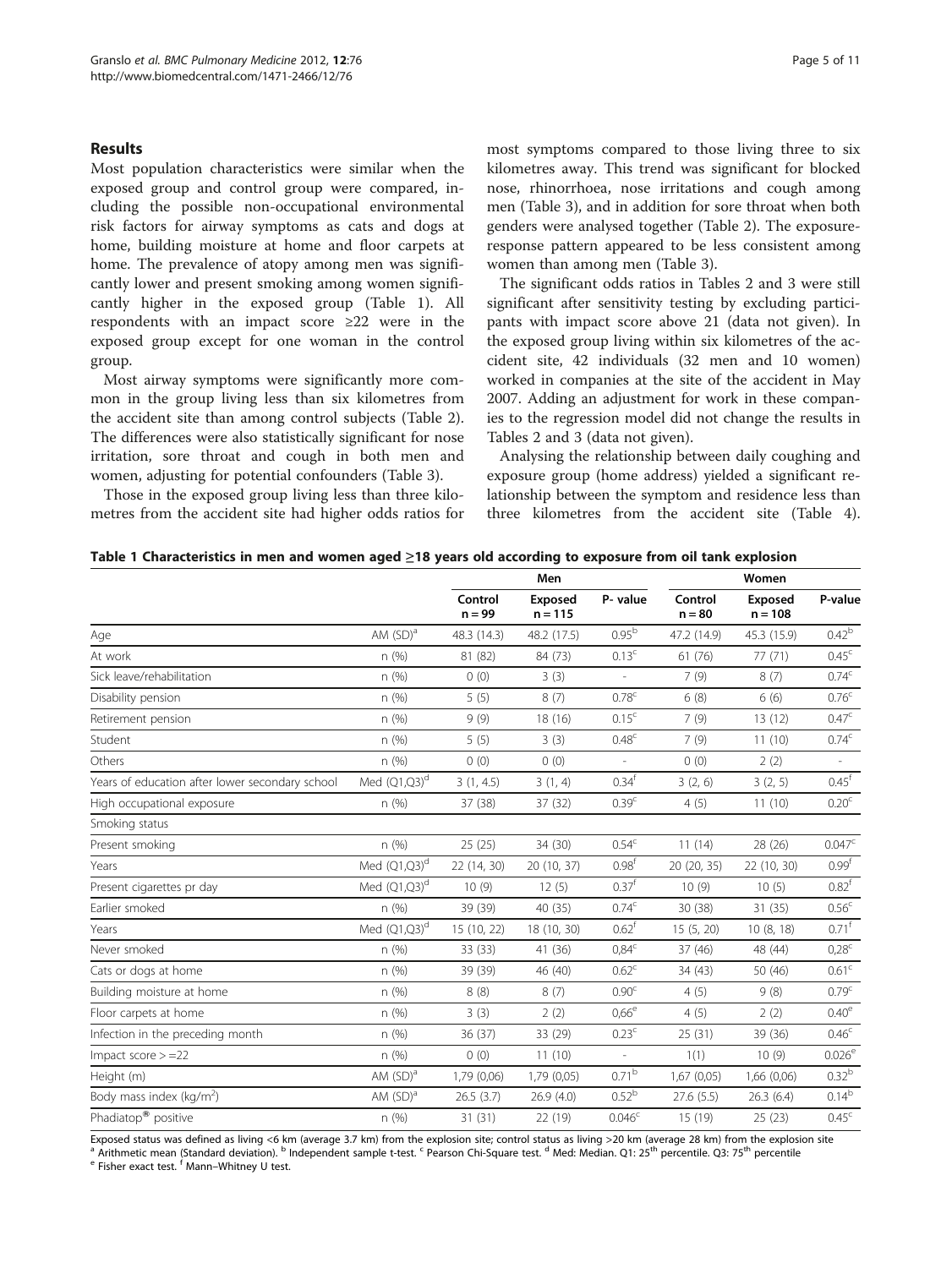## Results

Most population characteristics were similar when the exposed group and control group were compared, including the possible non-occupational environmental risk factors for airway symptoms as cats and dogs at home, building moisture at home and floor carpets at home. The prevalence of atopy among men was significantly lower and present smoking among women significantly higher in the exposed group (Table 1). All respondents with an impact score ≥22 were in the exposed group except for one woman in the control group.

Most airway symptoms were significantly more common in the group living less than six kilometres from the accident site than among control subjects (Table 2). The differences were also statistically significant for nose irritation, sore throat and cough in both men and women, adjusting for potential confounders (Table 3).

Those in the exposed group living less than three kilometres from the accident site had higher odds ratios for most symptoms compared to those living three to six kilometres away. This trend was significant for blocked nose, rhinorrhoea, nose irritations and cough among men (Table 3), and in addition for sore throat when both genders were analysed together (Table 2). The exposure-response pattern appeared to be less consistent among women than among men (Table 3).

The significant odds ratios in Tables 2 and 3 were still significant after sensitivity testing by excluding participants with impact score above 21 (data not given). In the exposed group living within six kilometres of the accident site, 42 individuals (32 men and 10 women) worked in companies at the site of the accident in May 2007. Adding an adjustment for work in these companies to the regression model did not change the results in Tables 2 and 3 (data not given).

Analysing the relationship between daily coughing and exposure group (home address) yielded a significant relationship between the symptom and residence less than three kilometres from the accident site (Table 4).

**Table 1 Characteristics in men and women aged ≥18 years old according to exposure from oil tank explosion**

| | | Men | | | Women | | |
|---|---|---|---|---|---|---|---|
| | | Control n = 99 | Exposed n = 115 | P- value | Control n = 80 | Exposed n = 108 | P-value |
| Age | AM (SD)[a] | 48.3 (14.3) | 48.2 (17.5) | 0.95[b] | 47.2 (14.9) | 45.3 (15.9) | 0.42[b] |
| At work | n (%) | 81 (82) | 84 (73) | 0.13[c] | 61 (76) | 77 (71) | 0.45[c] |
| Sick leave/rehabilitation | n (%) | 0 (0) | 3 (3) | - | 7 (9) | 8 (7) | 0.74[c] |
| Disability pension | n (%) | 5 (5) | 8 (7) | 0.78[c] | 6 (8) | 6 (6) | 0.76[c] |
| Retirement pension | n (%) | 9 (9) | 18 (16) | 0.15[c] | 7 (9) | 13 (12) | 0.47[c] |
| Student | n (%) | 5 (5) | 3 (3) | 0.48[c] | 7 (9) | 11 (10) | 0.74[c] |
| Others | n (%) | 0 (0) | 0 (0) | - | 0 (0) | 2 (2) | - |
| Years of education after lower secondary school | Med (Q1,Q3)[d] | 3 (1, 4.5) | 3 (1, 4) | 0.34[f] | 3 (2, 6) | 3 (2, 5) | 0.45[f] |
| High occupational exposure | n (%) | 37 (38) | 37 (32) | 0.39[c] | 4 (5) | 11 (10) | 0.20[c] |
| Smoking status | | | | | | | |
| Present smoking | n (%) | 25 (25) | 34 (30) | 0.54[c] | 11 (14) | 28 (26) | 0.047[c] |
| Years | Med (Q1,Q3)[d] | 22 (14, 30) | 20 (10, 37) | 0.98[f] | 20 (20, 35) | 22 (10, 30) | 0.99[f] |
| Present cigarettes pr day | Med (Q1,Q3)[d] | 10 (9) | 12 (5) | 0.37[f] | 10 (9) | 10 (5) | 0.82[f] |
| Earlier smoked | n (%) | 39 (39) | 40 (35) | 0.74[c] | 30 (38) | 31 (35) | 0.56[c] |
| Years | Med (Q1,Q3)[d] | 15 (10, 22) | 18 (10, 30) | 0.62[f] | 15 (5, 20) | 10 (8, 18) | 0.71[f] |
| Never smoked | n (%) | 33 (33) | 41 (36) | 0,84[c] | 37 (46) | 48 (44) | 0,28[c] |
| Cats or dogs at home | n (%) | 39 (39) | 46 (40) | 0.62[c] | 34 (43) | 50 (46) | 0.61[c] |
| Building moisture at home | n (%) | 8 (8) | 8 (7) | 0.90[c] | 4 (5) | 9 (8) | 0.79[c] |
| Floor carpets at home | n (%) | 3 (3) | 2 (2) | 0,66[e] | 4 (5) | 2 (2) | 0.40[e] |
| Infection in the preceding month | n (%) | 36 (37) | 33 (29) | 0.23[c] | 25 (31) | 39 (36) | 0.46[c] |
| Impact score > =22 | n (%) | 0 (0) | 11 (10) | - | 1(1) | 10 (9) | 0.026[e] |
| Height (m) | AM (SD)[a] | 1,79 (0,06) | 1,79 (0,05) | 0.71[b] | 1,67 (0,05) | 1,66 (0,06) | 0.32[b] |
| Body mass index (kg/m$^2$) | AM (SD)[a] | 26.5 (3.7) | 26.9 (4.0) | 0.52[b] | 27.6 (5.5) | 26.3 (6.4) | 0.14[b] |
| Phadiatop® positive | n (%) | 31 (31) | 22 (19) | 0.046[c] | 15 (19) | 25 (23) | 0.45[c] |

Exposed status was defined as living <6 km (average 3.7 km) from the explosion site; control status as living >20 km (average 28 km) from the explosion site
[a] Arithmetic mean (Standard deviation). [b] Independent sample t-test. [c] Pearson Chi-Square test. [d] Med: Median. Q1: 25[th] percentile. Q3: 75[th] percentile
[e] Fisher exact test. [f] Mann–Whitney U test.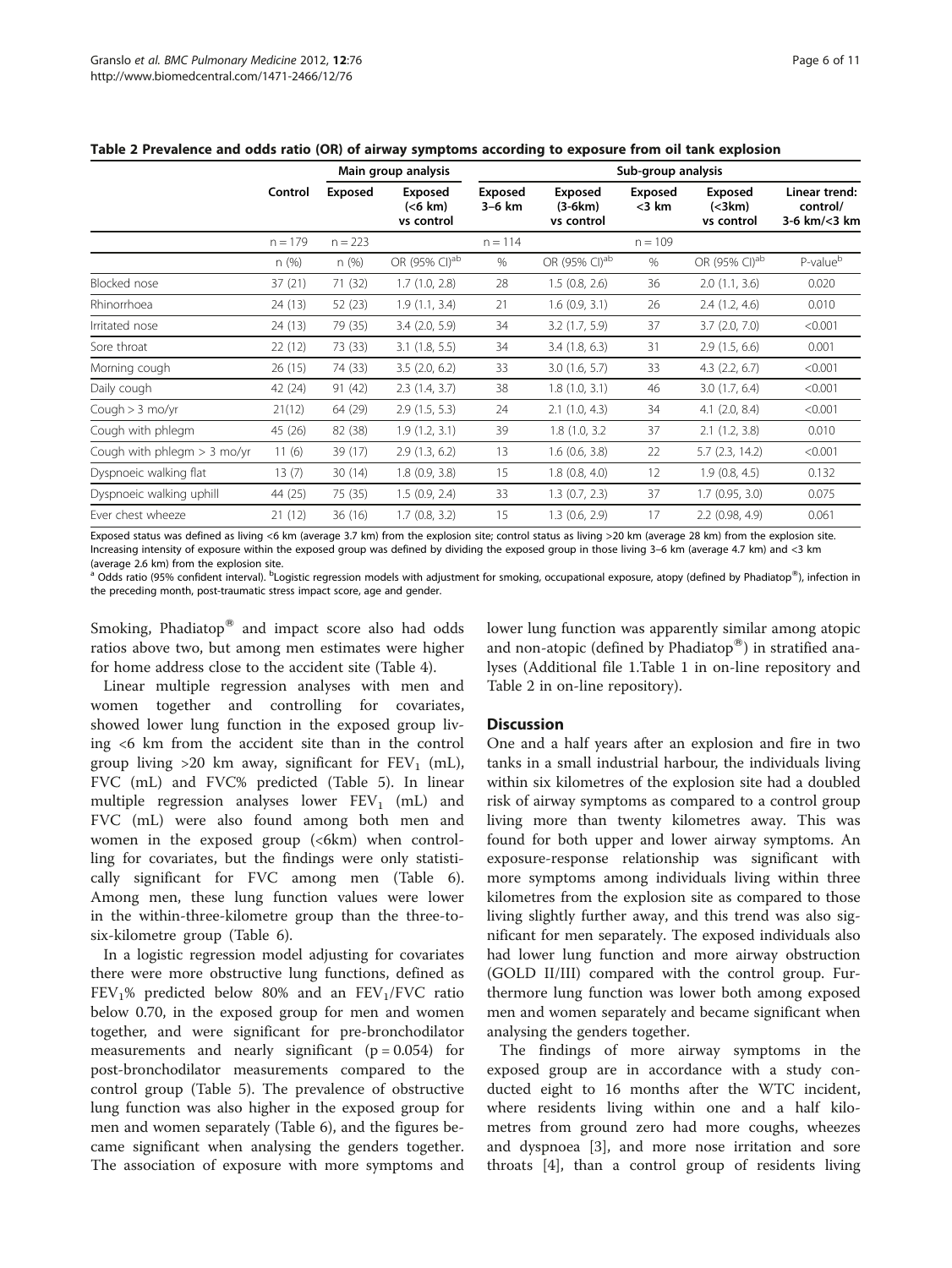**Table 2 Prevalence and odds ratio (OR) of airway symptoms according to exposure from oil tank explosion**

| | Control | Main group analysis | | Sub-group analysis | | | | |
|---|---|---|---|---|---|---|---|---|
| | | Exposed | Exposed (<6 km) vs control | Exposed 3–6 km | Exposed (3-6km) vs control | Exposed <3 km | Exposed (<3km) vs control | Linear trend: control/ 3-6 km/<3 km |
| | n = 179 | n = 223 | | n = 114 | | n = 109 | | |
| | n (%) | n (%) | OR (95% CI)[ab] | % | OR (95% CI)[ab] | % | OR (95% CI)[ab] | P-value[b] |
| Blocked nose | 37 (21) | 71 (32) | 1.7 (1.0, 2.8) | 28 | 1.5 (0.8, 2.6) | 36 | 2.0 (1.1, 3.6) | 0.020 |
| Rhinorrhoea | 24 (13) | 52 (23) | 1.9 (1.1, 3.4) | 21 | 1.6 (0.9, 3.1) | 26 | 2.4 (1.2, 4.6) | 0.010 |
| Irritated nose | 24 (13) | 79 (35) | 3.4 (2.0, 5.9) | 34 | 3.2 (1.7, 5.9) | 37 | 3.7 (2.0, 7.0) | <0.001 |
| Sore throat | 22 (12) | 73 (33) | 3.1 (1.8, 5.5) | 34 | 3.4 (1.8, 6.3) | 31 | 2.9 (1.5, 6.6) | 0.001 |
| Morning cough | 26 (15) | 74 (33) | 3.5 (2.0, 6.2) | 33 | 3.0 (1.6, 5.7) | 33 | 4.3 (2.2, 6.7) | <0.001 |
| Daily cough | 42 (24) | 91 (42) | 2.3 (1.4, 3.7) | 38 | 1.8 (1.0, 3.1) | 46 | 3.0 (1.7, 6.4) | <0.001 |
| Cough > 3 mo/yr | 21(12) | 64 (29) | 2.9 (1.5, 5.3) | 24 | 2.1 (1.0, 4.3) | 34 | 4.1 (2.0, 8.4) | <0.001 |
| Cough with phlegm | 45 (26) | 82 (38) | 1.9 (1.2, 3.1) | 39 | 1.8 (1.0, 3.2 | 37 | 2.1 (1.2, 3.8) | 0.010 |
| Cough with phlegm > 3 mo/yr | 11 (6) | 39 (17) | 2.9 (1.3, 6.2) | 13 | 1.6 (0.6, 3.8) | 22 | 5.7 (2.3, 14.2) | <0.001 |
| Dyspnoeic walking flat | 13 (7) | 30 (14) | 1.8 (0.9, 3.8) | 15 | 1.8 (0.8, 4.0) | 12 | 1.9 (0.8, 4.5) | 0.132 |
| Dyspnoeic walking uphill | 44 (25) | 75 (35) | 1.5 (0.9, 2.4) | 33 | 1.3 (0.7, 2.3) | 37 | 1.7 (0.95, 3.0) | 0.075 |
| Ever chest wheeze | 21 (12) | 36 (16) | 1.7 (0.8, 3.2) | 15 | 1.3 (0.6, 2.9) | 17 | 2.2 (0.98, 4.9) | 0.061 |

Exposed status was defined as living <6 km (average 3.7 km) from the explosion site; control status as living >20 km (average 28 km) from the explosion site. Increasing intensity of exposure within the exposed group was defined by dividing the exposed group in those living 3–6 km (average 4.7 km) and <3 km (average 2.6 km) from the explosion site.
[a] Odds ratio (95% confident interval). [b]Logistic regression models with adjustment for smoking, occupational exposure, atopy (defined by Phadiatop®), infection in the preceding month, post-traumatic stress impact score, age and gender.

Smoking, Phadiatop® and impact score also had odds ratios above two, but among men estimates were higher for home address close to the accident site (Table 4).

Linear multiple regression analyses with men and women together and controlling for covariates, showed lower lung function in the exposed group living <6 km from the accident site than in the control group living >20 km away, significant for $FEV_1$ (mL), FVC (mL) and FVC% predicted (Table 5). In linear multiple regression analyses lower $FEV_1$ (mL) and FVC (mL) were also found among both men and women in the exposed group (<6km) when controlling for covariates, but the findings were only statistically significant for FVC among men (Table 6). Among men, these lung function values were lower in the within-three-kilometre group than the three-to-six-kilometre group (Table 6).

In a logistic regression model adjusting for covariates there were more obstructive lung functions, defined as $FEV_1$% predicted below 80% and an $FEV_1$/FVC ratio below 0.70, in the exposed group for men and women together, and were significant for pre-bronchodilator measurements and nearly significant ($p = 0.054$) for post-bronchodilator measurements compared to the control group (Table 5). The prevalence of obstructive lung function was also higher in the exposed group for men and women separately (Table 6), and the figures became significant when analysing the genders together. The association of exposure with more symptoms and lower lung function was apparently similar among atopic and non-atopic (defined by Phadiatop®) in stratified analyses (Additional file 1.Table 1 in on-line repository and Table 2 in on-line repository).

## Discussion

One and a half years after an explosion and fire in two tanks in a small industrial harbour, the individuals living within six kilometres of the explosion site had a doubled risk of airway symptoms as compared to a control group living more than twenty kilometres away. This was found for both upper and lower airway symptoms. An exposure-response relationship was significant with more symptoms among individuals living within three kilometres from the explosion site as compared to those living slightly further away, and this trend was also significant for men separately. The exposed individuals also had lower lung function and more airway obstruction (GOLD II/III) compared with the control group. Furthermore lung function was lower both among exposed men and women separately and became significant when analysing the genders together.

The findings of more airway symptoms in the exposed group are in accordance with a study conducted eight to 16 months after the WTC incident, where residents living within one and a half kilometres from ground zero had more coughs, wheezes and dyspnoea [3], and more nose irritation and sore throats [4], than a control group of residents living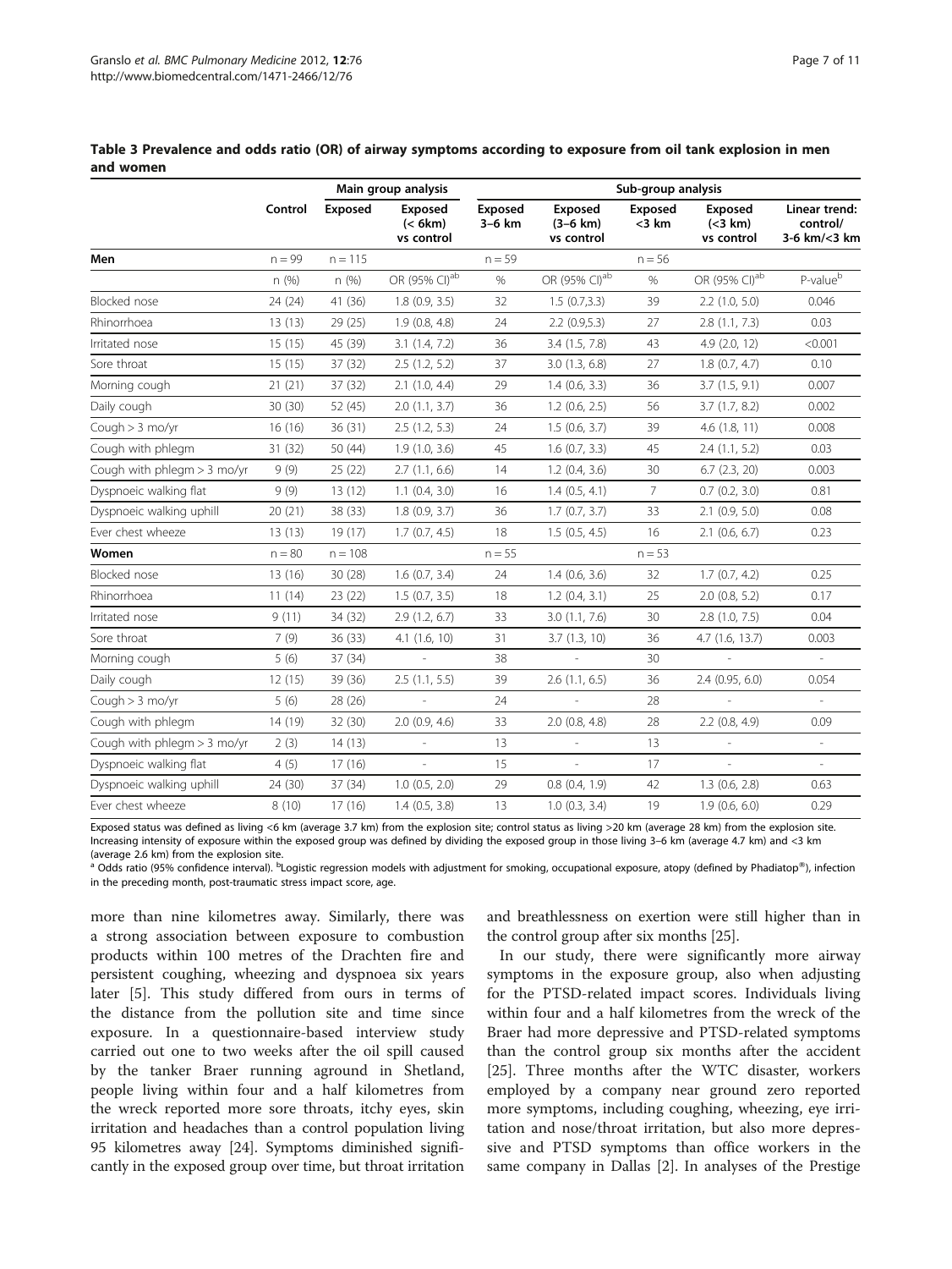**Table 3 Prevalence and odds ratio (OR) of airway symptoms according to exposure from oil tank explosion in men and women**

| | Main group analysis | | | Sub-group analysis | | | | |
|---|---|---|---|---|---|---|---|---|
| | Control | Exposed | Exposed (< 6km) vs control | Exposed 3–6 km | Exposed (3–6 km) vs control | Exposed <3 km | Exposed (<3 km) vs control | Linear trend: control/ 3-6 km/<3 km |
| **Men** | n = 99 | n = 115 | | n = 59 | | n = 56 | | |
| | n (%) | n (%) | OR (95% CI)[ab] | % | OR (95% CI)[ab] | % | OR (95% CI)[ab] | P-value[b] |
| Blocked nose | 24 (24) | 41 (36) | 1.8 (0.9, 3.5) | 32 | 1.5 (0.7,3.3) | 39 | 2.2 (1.0, 5.0) | 0.046 |
| Rhinorrhoea | 13 (13) | 29 (25) | 1.9 (0.8, 4.8) | 24 | 2.2 (0.9,5.3) | 27 | 2.8 (1.1, 7.3) | 0.03 |
| Irritated nose | 15 (15) | 45 (39) | 3.1 (1.4, 7.2) | 36 | 3.4 (1.5, 7.8) | 43 | 4.9 (2.0, 12) | <0.001 |
| Sore throat | 15 (15) | 37 (32) | 2.5 (1.2, 5.2) | 37 | 3.0 (1.3, 6.8) | 27 | 1.8 (0.7, 4.7) | 0.10 |
| Morning cough | 21 (21) | 37 (32) | 2.1 (1.0, 4.4) | 29 | 1.4 (0.6, 3.3) | 36 | 3.7 (1.5, 9.1) | 0.007 |
| Daily cough | 30 (30) | 52 (45) | 2.0 (1.1, 3.7) | 36 | 1.2 (0.6, 2.5) | 56 | 3.7 (1.7, 8.2) | 0.002 |
| Cough > 3 mo/yr | 16 (16) | 36 (31) | 2.5 (1.2, 5.3) | 24 | 1.5 (0.6, 3.7) | 39 | 4.6 (1.8, 11) | 0.008 |
| Cough with phlegm | 31 (32) | 50 (44) | 1.9 (1.0, 3.6) | 45 | 1.6 (0.7, 3.3) | 45 | 2.4 (1.1, 5.2) | 0.03 |
| Cough with phlegm > 3 mo/yr | 9 (9) | 25 (22) | 2.7 (1.1, 6.6) | 14 | 1.2 (0.4, 3.6) | 30 | 6.7 (2.3, 20) | 0.003 |
| Dyspnoeic walking flat | 9 (9) | 13 (12) | 1.1 (0.4, 3.0) | 16 | 1.4 (0.5, 4.1) | 7 | 0.7 (0.2, 3.0) | 0.81 |
| Dyspnoeic walking uphill | 20 (21) | 38 (33) | 1.8 (0.9, 3.7) | 36 | 1.7 (0.7, 3.7) | 33 | 2.1 (0.9, 5.0) | 0.08 |
| Ever chest wheeze | 13 (13) | 19 (17) | 1.7 (0.7, 4.5) | 18 | 1.5 (0.5, 4.5) | 16 | 2.1 (0.6, 6.7) | 0.23 |
| **Women** | n = 80 | n = 108 | | n = 55 | | n = 53 | | |
| Blocked nose | 13 (16) | 30 (28) | 1.6 (0.7, 3.4) | 24 | 1.4 (0.6, 3.6) | 32 | 1.7 (0.7, 4.2) | 0.25 |
| Rhinorrhoea | 11 (14) | 23 (22) | 1.5 (0.7, 3.5) | 18 | 1.2 (0.4, 3.1) | 25 | 2.0 (0.8, 5.2) | 0.17 |
| Irritated nose | 9 (11) | 34 (32) | 2.9 (1.2, 6.7) | 33 | 3.0 (1.1, 7.6) | 30 | 2.8 (1.0, 7.5) | 0.04 |
| Sore throat | 7 (9) | 36 (33) | 4.1 (1.6, 10) | 31 | 3.7 (1.3, 10) | 36 | 4.7 (1.6, 13.7) | 0.003 |
| Morning cough | 5 (6) | 37 (34) | - | 38 | - | 30 | - | - |
| Daily cough | 12 (15) | 39 (36) | 2.5 (1.1, 5.5) | 39 | 2.6 (1.1, 6.5) | 36 | 2.4 (0.95, 6.0) | 0.054 |
| Cough > 3 mo/yr | 5 (6) | 28 (26) | - | 24 | - | 28 | - | - |
| Cough with phlegm | 14 (19) | 32 (30) | 2.0 (0.9, 4.6) | 33 | 2.0 (0.8, 4.8) | 28 | 2.2 (0.8, 4.9) | 0.09 |
| Cough with phlegm > 3 mo/yr | 2 (3) | 14 (13) | - | 13 | - | 13 | - | - |
| Dyspnoeic walking flat | 4 (5) | 17 (16) | - | 15 | - | 17 | - | - |
| Dyspnoeic walking uphill | 24 (30) | 37 (34) | 1.0 (0.5, 2.0) | 29 | 0.8 (0.4, 1.9) | 42 | 1.3 (0.6, 2.8) | 0.63 |
| Ever chest wheeze | 8 (10) | 17 (16) | 1.4 (0.5, 3.8) | 13 | 1.0 (0.3, 3.4) | 19 | 1.9 (0.6, 6.0) | 0.29 |

Exposed status was defined as living <6 km (average 3.7 km) from the explosion site; control status as living >20 km (average 28 km) from the explosion site. Increasing intensity of exposure within the exposed group was defined by dividing the exposed group in those living 3–6 km (average 4.7 km) and <3 km (average 2.6 km) from the explosion site.
[a] Odds ratio (95% confidence interval). [b]Logistic regression models with adjustment for smoking, occupational exposure, atopy (defined by Phadiatop®), infection in the preceding month, post-traumatic stress impact score, age.

more than nine kilometres away. Similarly, there was a strong association between exposure to combustion products within 100 metres of the Drachten fire and persistent coughing, wheezing and dyspnoea six years later [5]. This study differed from ours in terms of the distance from the pollution site and time since exposure. In a questionnaire-based interview study carried out one to two weeks after the oil spill caused by the tanker Braer running aground in Shetland, people living within four and a half kilometres from the wreck reported more sore throats, itchy eyes, skin irritation and headaches than a control population living 95 kilometres away [24]. Symptoms diminished significantly in the exposed group over time, but throat irritation and breathlessness on exertion were still higher than in the control group after six months [25].

In our study, there were significantly more airway symptoms in the exposure group, also when adjusting for the PTSD-related impact scores. Individuals living within four and a half kilometres from the wreck of the Braer had more depressive and PTSD-related symptoms than the control group six months after the accident [25]. Three months after the WTC disaster, workers employed by a company near ground zero reported more symptoms, including coughing, wheezing, eye irritation and nose/throat irritation, but also more depressive and PTSD symptoms than office workers in the same company in Dallas [2]. In analyses of the Prestige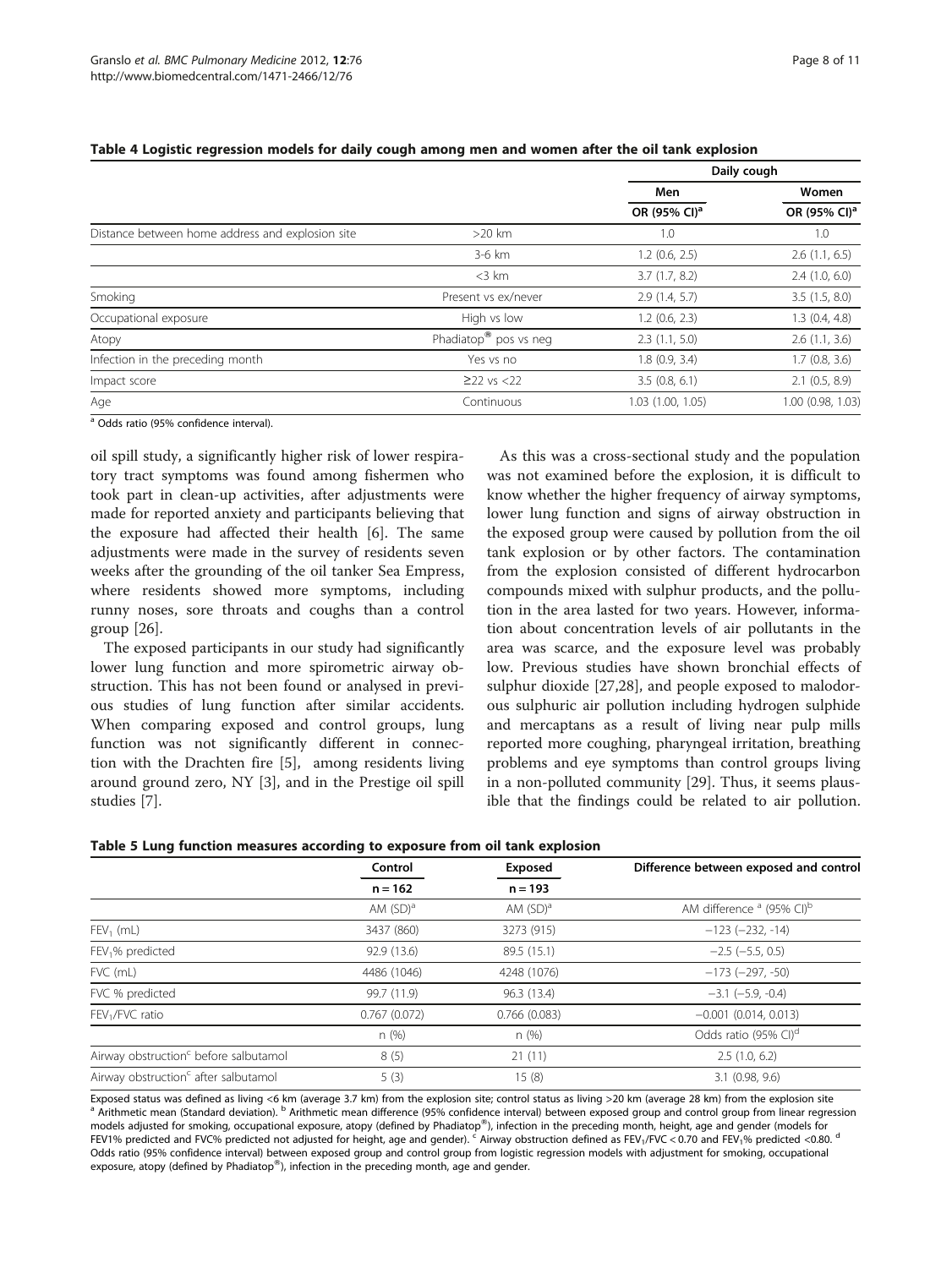**Table 4 Logistic regression models for daily cough among men and women after the oil tank explosion**

| | | Daily cough | |
|---|---|---|---|
| | | Men | Women |
| | | OR (95% CI)[a] | OR (95% CI)[a] |
| Distance between home address and explosion site | >20 km | 1.0 | 1.0 |
| | 3-6 km | 1.2 (0.6, 2.5) | 2.6 (1.1, 6.5) |
| | <3 km | 3.7 (1.7, 8.2) | 2.4 (1.0, 6.0) |
| Smoking | Present vs ex/never | 2.9 (1.4, 5.7) | 3.5 (1.5, 8.0) |
| Occupational exposure | High vs low | 1.2 (0.6, 2.3) | 1.3 (0.4, 4.8) |
| Atopy | Phadiatop® pos vs neg | 2.3 (1.1, 5.0) | 2.6 (1.1, 3.6) |
| Infection in the preceding month | Yes vs no | 1.8 (0.9, 3.4) | 1.7 (0.8, 3.6) |
| Impact score | ≥22 vs <22 | 3.5 (0.8, 6.1) | 2.1 (0.5, 8.9) |
| Age | Continuous | 1.03 (1.00, 1.05) | 1.00 (0.98, 1.03) |

[a] Odds ratio (95% confidence interval).

oil spill study, a significantly higher risk of lower respiratory tract symptoms was found among fishermen who took part in clean-up activities, after adjustments were made for reported anxiety and participants believing that the exposure had affected their health [6]. The same adjustments were made in the survey of residents seven weeks after the grounding of the oil tanker Sea Empress, where residents showed more symptoms, including runny noses, sore throats and coughs than a control group [26].

The exposed participants in our study had significantly lower lung function and more spirometric airway obstruction. This has not been found or analysed in previous studies of lung function after similar accidents. When comparing exposed and control groups, lung function was not significantly different in connection with the Drachten fire [5], among residents living around ground zero, NY [3], and in the Prestige oil spill studies [7].

As this was a cross-sectional study and the population was not examined before the explosion, it is difficult to know whether the higher frequency of airway symptoms, lower lung function and signs of airway obstruction in the exposed group were caused by pollution from the oil tank explosion or by other factors. The contamination from the explosion consisted of different hydrocarbon compounds mixed with sulphur products, and the pollution in the area lasted for two years. However, information about concentration levels of air pollutants in the area was scarce, and the exposure level was probably low. Previous studies have shown bronchial effects of sulphur dioxide [27,28], and people exposed to malodorous sulphuric air pollution including hydrogen sulphide and mercaptans as a result of living near pulp mills reported more coughing, pharyngeal irritation, breathing problems and eye symptoms than control groups living in a non-polluted community [29]. Thus, it seems plausible that the findings could be related to air pollution.

**Table 5 Lung function measures according to exposure from oil tank explosion**

| | Control | Exposed | Difference between exposed and control |
|---|---|---|---|
| | n = 162 | n = 193 | |
| | AM (SD)[a] | AM (SD)[a] | AM difference [a] (95% CI)[b] |
| $FEV_1$ (mL) | 3437 (860) | 3273 (915) | −123 (−232, -14) |
| $FEV_1$% predicted | 92.9 (13.6) | 89.5 (15.1) | −2.5 (−5.5, 0.5) |
| FVC (mL) | 4486 (1046) | 4248 (1076) | −173 (−297, -50) |
| FVC % predicted | 99.7 (11.9) | 96.3 (13.4) | −3.1 (−5.9, -0.4) |
| $FEV_1$/FVC ratio | 0.767 (0.072) | 0.766 (0.083) | −0.001 (0.014, 0.013) |
| | n (%) | n (%) | Odds ratio (95% CI)[d] |
| Airway obstruction[c] before salbutamol | 8 (5) | 21 (11) | 2.5 (1.0, 6.2) |
| Airway obstruction[c] after salbutamol | 5 (3) | 15 (8) | 3.1 (0.98, 9.6) |

Exposed status was defined as living <6 km (average 3.7 km) from the explosion site; control status as living >20 km (average 28 km) from the explosion site
[a] Arithmetic mean (Standard deviation). [b] Arithmetic mean difference (95% confidence interval) between exposed group and control group from linear regression models adjusted for smoking, occupational exposure, atopy (defined by Phadiatop®), infection in the preceding month, height, age and gender (models for FEV1% predicted and FVC% predicted not adjusted for height, age and gender). [c] Airway obstruction defined as $FEV_1$/FVC < 0.70 and $FEV_1$% predicted <0.80. [d] Odds ratio (95% confidence interval) between exposed group and control group from logistic regression models with adjustment for smoking, occupational exposure, atopy (defined by Phadiatop®), infection in the preceding month, age and gender.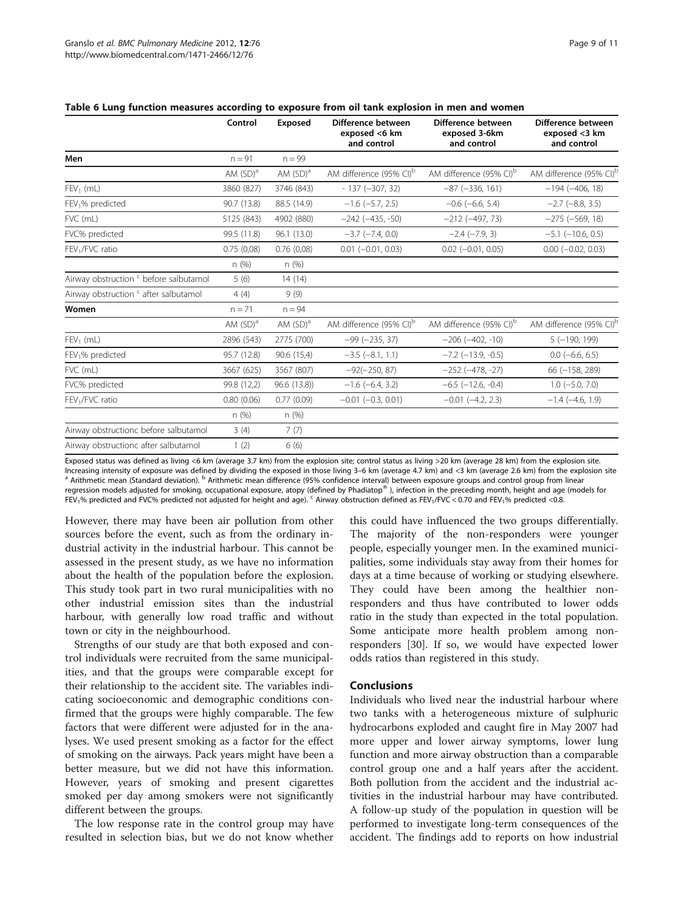**Table 6 Lung function measures according to exposure from oil tank explosion in men and women**

| | Control | Exposed | Difference between exposed <6 km and control | Difference between exposed 3-6km and control | Difference between exposed <3 km and control |
|---|---|---|---|---|---|
| **Men** | n = 91 | n = 99 | | | |
| | AM (SD)[a] | AM (SD)[a] | AM difference (95% CI)[b] | AM difference (95% CI)[b] | AM difference (95% CI)[b] |
| $FEV_1$ (mL) | 3860 (827) | 3746 (843) | - 137 (−307, 32) | −87 (−336, 161) | −194 (−406, 18) |
| $FEV_1$% predicted | 90.7 (13.8) | 88.5 (14.9) | −1.6 (−5.7, 2.5) | −0.6 (−6.6, 5.4) | −2.7 (−8.8, 3.5) |
| FVC (mL) | 5125 (843) | 4902 (880) | −242 (−435, -50) | −212 (−497, 73) | −275 (−569, 18) |
| FVC% predicted | 99.5 (11.8) | 96.1 (13.0) | −3.7 (−7.4, 0.0) | −2.4 (−7.9, 3) | −5.1 (−10.6, 0.5) |
| $FEV_1$/FVC ratio | 0.75 (0,08) | 0.76 (0,08) | 0.01 (−0.01, 0.03) | 0.02 (−0.01, 0.05) | 0.00 (−0.02, 0.03) |
| | n (%) | n (%) | | | |
| Airway obstruction [c] before salbutamol | 5 (6) | 14 (14) | | | |
| Airway obstruction [c] after salbutamol | 4 (4) | 9 (9) | | | |
| **Women** | n = 71 | n = 94 | | | |
| | AM (SD)[a] | AM (SD)[a] | AM difference (95% CI)[b] | AM difference (95% CI)[b] | AM difference (95% CI)[b] |
| $FEV_1$ (mL) | 2896 (543) | 2775 (700) | −99 (−235, 37) | −206 (−402, -10) | 5 (−190, 199) |
| $FEV_1$% predicted | 95.7 (12.8) | 90.6 (15,4) | −3.5 (−8.1, 1.1) | −7.2 (−13.9, -0.5) | 0.0 (−6.6, 6.5) |
| FVC (mL) | 3667 (625) | 3567 (807) | −92(−250, 87) | −252 (−478, -27) | 66 (−158, 289) |
| FVC% predicted | 99.8 (12,2) | 96.6 (13.8)) | −1.6 (−6.4, 3.2) | −6.5 (−12.6, -0.4) | 1.0 (−5.0, 7.0) |
| $FEV_1$/FVC ratio | 0.80 (0.06) | 0.77 (0.09) | −0.01 (−0.3, 0.01) | −0.01 (−4.2, 2.3) | −1.4 (−4.6, 1.9) |
| | n (%) | n (%) | | | |
| Airway obstructionc before salbutamol | 3 (4) | 7 (7) | | | |
| Airway obstructionc after salbutamol | 1 (2) | 6 (6) | | | |

Exposed status was defined as living <6 km (average 3.7 km) from the explosion site; control status as living >20 km (average 28 km) from the explosion site. Increasing intensity of exposure was defined by dividing the exposed in those living 3–6 km (average 4.7 km) and <3 km (average 2.6 km) from the explosion site
[a] Arithmetic mean (Standard deviation). [b] Arithmetic mean difference (95% confidence interval) between exposure groups and control group from linear regression models adjusted for smoking, occupational exposure, atopy (defined by Phadiatop®), infection in the preceding month, height and age (models for $FEV_1$% predicted and FVC% predicted not adjusted for height and age). [c] Airway obstruction defined as $FEV_1$/FVC < 0.70 and $FEV_1$% predicted <0.8.

However, there may have been air pollution from other sources before the event, such as from the ordinary industrial activity in the industrial harbour. This cannot be assessed in the present study, as we have no information about the health of the population before the explosion. This study took part in two rural municipalities with no other industrial emission sites than the industrial harbour, with generally low road traffic and without town or city in the neighbourhood.

Strengths of our study are that both exposed and control individuals were recruited from the same municipalities, and that the groups were comparable except for their relationship to the accident site. The variables indicating socioeconomic and demographic conditions confirmed that the groups were highly comparable. The few factors that were different were adjusted for in the analyses. We used present smoking as a factor for the effect of smoking on the airways. Pack years might have been a better measure, but we did not have this information. However, years of smoking and present cigarettes smoked per day among smokers were not significantly different between the groups.

The low response rate in the control group may have resulted in selection bias, but we do not know whether this could have influenced the two groups differentially. The majority of the non-responders were younger people, especially younger men. In the examined municipalities, some individuals stay away from their homes for days at a time because of working or studying elsewhere. They could have been among the healthier non-responders and thus have contributed to lower odds ratio in the study than expected in the total population. Some anticipate more health problem among non-responders [30]. If so, we would have expected lower odds ratios than registered in this study.

## Conclusions

Individuals who lived near the industrial harbour where two tanks with a heterogeneous mixture of sulphuric hydrocarbons exploded and caught fire in May 2007 had more upper and lower airway symptoms, lower lung function and more airway obstruction than a comparable control group one and a half years after the accident. Both pollution from the accident and the industrial activities in the industrial harbour may have contributed. A follow-up study of the population in question will be performed to investigate long-term consequences of the accident. The findings add to reports on how industrial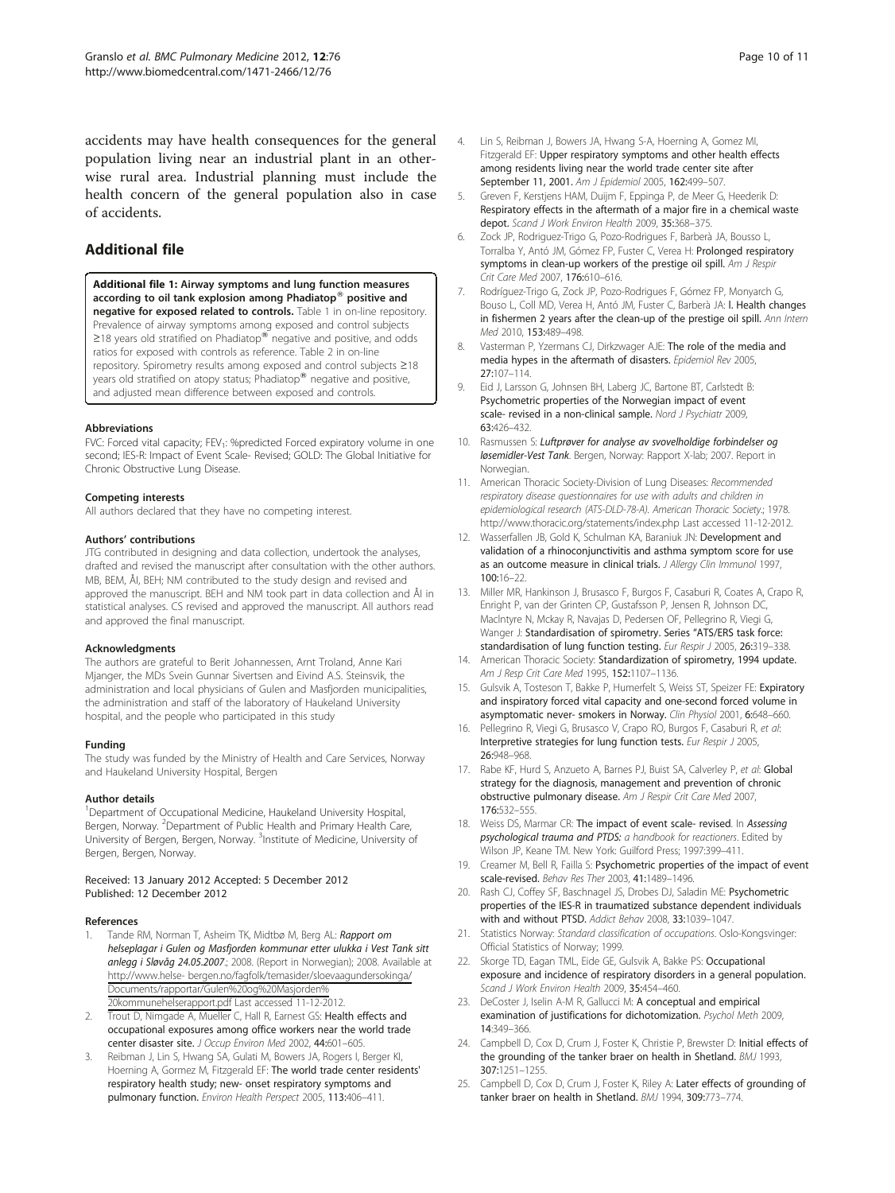accidents may have health consequences for the general population living near an industrial plant in an otherwise rural area. Industrial planning must include the health concern of the general population also in case of accidents.

## Additional file

**Additional file 1: Airway symptoms and lung function measures according to oil tank explosion among Phadiatop® positive and negative for exposed related to controls.** Table 1 in on-line repository. Prevalence of airway symptoms among exposed and control subjects ≥18 years old stratified on Phadiatop® negative and positive, and odds ratios for exposed with controls as reference. Table 2 in on-line repository. Spirometry results among exposed and control subjects ≥18 years old stratified on atopy status; Phadiatop® negative and positive, and adjusted mean difference between exposed and controls.

#### Abbreviations

FVC: Forced vital capacity; $FEV_1$: %predicted Forced expiratory volume in one second; IES-R: Impact of Event Scale- Revised; GOLD: The Global Initiative for Chronic Obstructive Lung Disease.

#### Competing interests

All authors declared that they have no competing interest.

#### Authors' contributions

JTG contributed in designing and data collection, undertook the analyses, drafted and revised the manuscript after consultation with the other authors. MB, BEM, ÅI, BEH; NM contributed to the study design and revised and approved the manuscript. BEH and NM took part in data collection and ÅI in statistical analyses. CS revised and approved the manuscript. All authors read and approved the final manuscript.

#### Acknowledgments

The authors are grateful to Berit Johannessen, Arnt Troland, Anne Kari Mjanger, the MDs Svein Gunnar Sivertsen and Eivind A.S. Steinsvik, the administration and local physicians of Gulen and Masfjorden municipalities, the administration and staff of the laboratory of Haukeland University hospital, and the people who participated in this study

#### Funding

The study was funded by the Ministry of Health and Care Services, Norway and Haukeland University Hospital, Bergen

#### Author details

[1]Department of Occupational Medicine, Haukeland University Hospital, Bergen, Norway. [2]Department of Public Health and Primary Health Care, University of Bergen, Bergen, Norway. [3]Institute of Medicine, University of Bergen, Bergen, Norway.

Received: 13 January 2012 Accepted: 5 December 2012
Published: 12 December 2012

#### References

1. Tande RM, Norman T, Asheim TK, Midtbø M, Berg AL: ***Rapport om helseplagar i Gulen og Masfjorden kommunar etter ulukka i Vest Tank sitt anlegg i Sløvåg 24.05.2007***.; 2008. (Report in Norwegian); 2008. Available at http://www.helse- bergen.no/fagfolk/temasider/sloevaagundersokinga/Documents/rapportar/Gulen%20og%20Masjorden%20kommunehelserapport.pdf Last accessed 11-12-2012.
2. Trout D, Nimgade A, Mueller C, Hall R, Earnest GS: **Health effects and occupational exposures among office workers near the world trade center disaster site.** *J Occup Environ Med* 2002, **44:**601–605.
3. Reibman J, Lin S, Hwang SA, Gulati M, Bowers JA, Rogers I, Berger KI, Hoerning A, Gormez M, Fitzgerald EF: **The world trade center residents' respiratory health study; new- onset respiratory symptoms and pulmonary function.** *Environ Health Perspect* 2005, **113:**406–411.
4. Lin S, Reibman J, Bowers JA, Hwang S-A, Hoerning A, Gomez MI, Fitzgerald EF: **Upper respiratory symptoms and other health effects among residents living near the world trade center site after September 11, 2001.** *Am J Epidemiol* 2005, **162:**499–507.
5. Greven F, Kerstjens HAM, Duijm F, Eppinga P, de Meer G, Heederik D: **Respiratory effects in the aftermath of a major fire in a chemical waste depot.** *Scand J Work Environ Health* 2009, **35:**368–375.
6. Zock JP, Rodriguez-Trigo G, Pozo-Rodrigues F, Barberà JA, Bousso L, Torralba Y, Antó JM, Gómez FP, Fuster C, Verea H: **Prolonged respiratory symptoms in clean-up workers of the prestige oil spill.** *Am J Respir Crit Care Med* 2007, **176:**610–616.
7. Rodríguez-Trigo G, Zock JP, Pozo-Rodrigues F, Gómez FP, Monyarch G, Bouso L, Coll MD, Verea H, Antó JM, Fuster C, Barberà JA: **I. Health changes in fishermen 2 years after the clean-up of the prestige oil spill.** *Ann Intern Med* 2010, **153:**489–498.
8. Vasterman P, Yzermans CJ, Dirkzwager AJE: **The role of the media and media hypes in the aftermath of disasters.** *Epidemiol Rev* 2005, **27:**107–114.
9. Eid J, Larsson G, Johnsen BH, Laberg JC, Bartone BT, Carlstedt B: **Psychometric properties of the Norwegian impact of event scale- revised in a non-clinical sample.** *Nord J Psychiatr* 2009, **63:**426–432.
10. Rasmussen S: ***Luftprøver for analyse av svovelholdige forbindelser og løsemidler-Vest Tank***. Bergen, Norway: Rapport X-lab; 2007. Report in Norwegian.
11. American Thoracic Society-Division of Lung Diseases: *Recommended respiratory disease questionnaires for use with adults and children in epidemiological research (ATS-DLD-78-A). American Thoracic Society*.; 1978. http://www.thoracic.org/statements/index.php Last accessed 11-12-2012.
12. Wasserfallen JB, Gold K, Schulman KA, Baraniuk JN: **Development and validation of a rhinoconjunctivitis and asthma symptom score for use as an outcome measure in clinical trials.** *J Allergy Clin Immunol* 1997, **100:**16–22.
13. Miller MR, Hankinson J, Brusasco F, Burgos F, Casaburi R, Coates A, Crapo R, Enright P, van der Grinten CP, Gustafsson P, Jensen R, Johnson DC, MacIntyre N, Mckay R, Navajas D, Pedersen OF, Pellegrino R, Viegi G, Wanger J: **Standardisation of spirometry. Series "ATS/ERS task force: standardisation of lung function testing.** *Eur Respir J* 2005, **26:**319–338.
14. American Thoracic Society: **Standardization of spirometry, 1994 update.** *Am J Resp Crit Care Med* 1995, **152:**1107–1136.
15. Gulsvik A, Tosteson T, Bakke P, Humerfelt S, Weiss ST, Speizer FE: **Expiratory and inspiratory forced vital capacity and one-second forced volume in asymptomatic never- smokers in Norway.** *Clin Physiol* 2001, **6:**648–660.
16. Pellegrino R, Viegi G, Brusasco V, Crapo RO, Burgos F, Casaburi R, *et al*: **Interpretive strategies for lung function tests.** *Eur Respir J* 2005, **26:**948–968.
17. Rabe KF, Hurd S, Anzueto A, Barnes PJ, Buist SA, Calverley P, *et al*: **Global strategy for the diagnosis, management and prevention of chronic obstructive pulmonary disease.** *Am J Respir Crit Care Med* 2007, **176:**532–555.
18. Weiss DS, Marmar CR: **The impact of event scale- revised**. In ***Assessing psychological trauma and PTDS:*** *a handbook for reactioners*. Edited by Wilson JP, Keane TM. New York: Guilford Press; 1997:399–411.
19. Creamer M, Bell R, Failla S: **Psychometric properties of the impact of event scale-revised.** *Behav Res Ther* 2003, **41:**1489–1496.
20. Rash CJ, Coffey SF, Baschnagel JS, Drobes DJ, Saladin ME: **Psychometric properties of the IES-R in traumatized substance dependent individuals with and without PTSD.** *Addict Behav* 2008, **33:**1039–1047.
21. Statistics Norway: *Standard classification of occupations*. Oslo-Kongsvinger: Official Statistics of Norway; 1999.
22. Skorge TD, Eagan TML, Eide GE, Gulsvik A, Bakke PS: **Occupational exposure and incidence of respiratory disorders in a general population.** *Scand J Work Environ Health* 2009, **35:**454–460.
23. DeCoster J, Iselin A-M R, Gallucci M: **A conceptual and empirical examination of justifications for dichotomization.** *Psychol Meth* 2009, **14:**349–366.
24. Campbell D, Cox D, Crum J, Foster K, Christie P, Brewster D: **Initial effects of the grounding of the tanker braer on health in Shetland.** *BMJ* 1993, **307:**1251–1255.
25. Campbell D, Cox D, Crum J, Foster K, Riley A: **Later effects of grounding of tanker braer on health in Shetland.** *BMJ* 1994, **309:**773–774.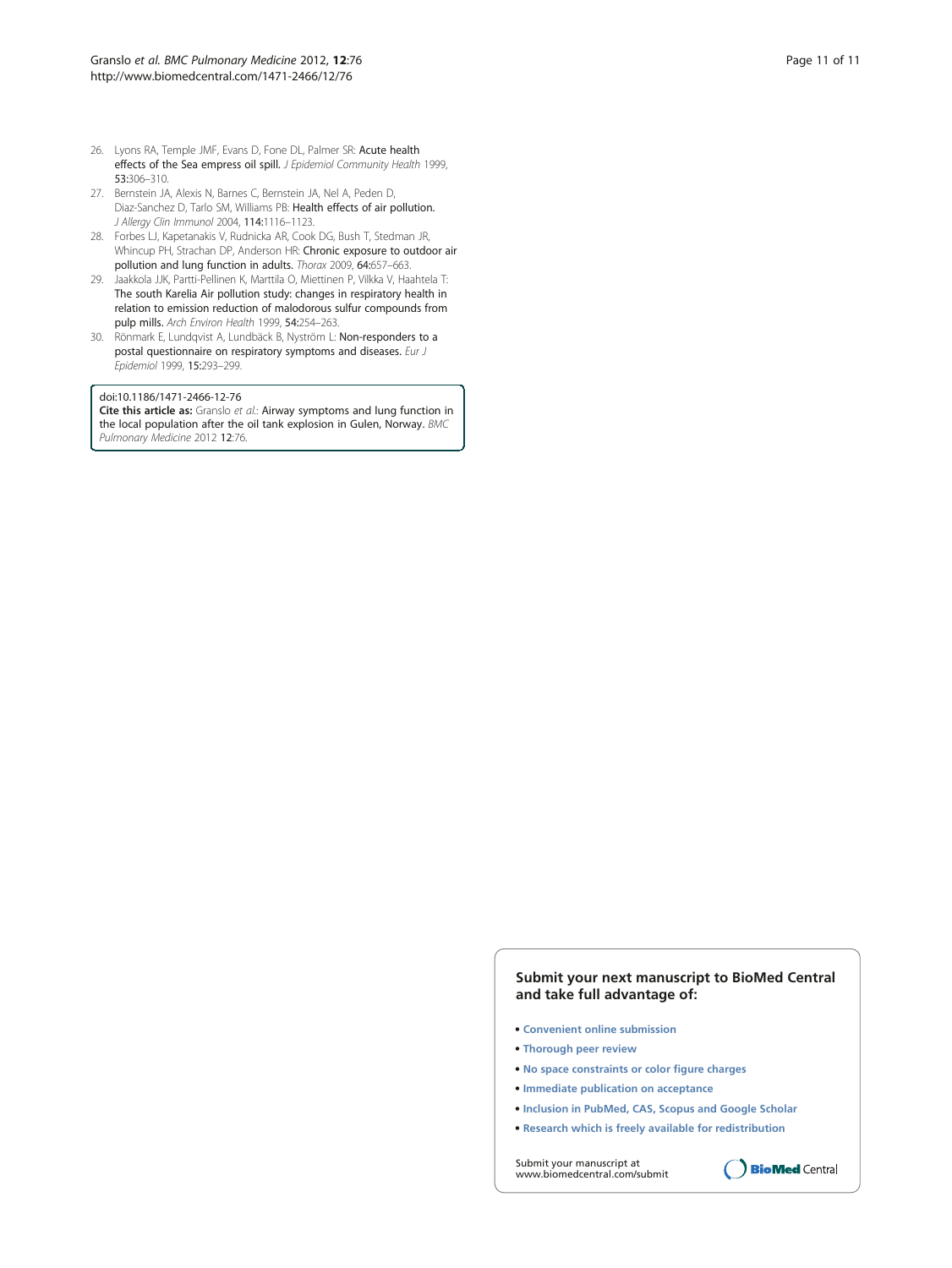26. Lyons RA, Temple JMF, Evans D, Fone DL, Palmer SR: **Acute health effects of the Sea empress oil spill.** *J Epidemiol Community Health* 1999, **53**:306–310.
27. Bernstein JA, Alexis N, Barnes C, Bernstein JA, Nel A, Peden D, Diaz-Sanchez D, Tarlo SM, Williams PB: **Health effects of air pollution.** *J Allergy Clin Immunol* 2004, **114**:1116–1123.
28. Forbes LJ, Kapetanakis V, Rudnicka AR, Cook DG, Bush T, Stedman JR, Whincup PH, Strachan DP, Anderson HR: **Chronic exposure to outdoor air pollution and lung function in adults.** *Thorax* 2009, **64**:657–663.
29. Jaakkola JJK, Partti-Pellinen K, Marttila O, Miettinen P, Vilkka V, Haahtela T: **The south Karelia Air pollution study: changes in respiratory health in relation to emission reduction of malodorous sulfur compounds from pulp mills.** *Arch Environ Health* 1999, **54**:254–263.
30. Rönmark E, Lundqvist A, Lundbäck B, Nyström L: **Non-responders to a postal questionnaire on respiratory symptoms and diseases.** *Eur J Epidemiol* 1999, **15**:293–299.

doi:10.1186/1471-2466-12-76

**Cite this article as:** Granslo *et al.*: Airway symptoms and lung function in the local population after the oil tank explosion in Gulen, Norway. *BMC Pulmonary Medicine* 2012 **12**:76.

**Submit your next manuscript to BioMed Central and take full advantage of:**

- **Convenient online submission**
- **Thorough peer review**
- **No space constraints or color figure charges**
- **Immediate publication on acceptance**
- **Inclusion in PubMed, CAS, Scopus and Google Scholar**
- **Research which is freely available for redistribution**

Submit your manuscript at www.biomedcentral.com/submit

BioMed Central